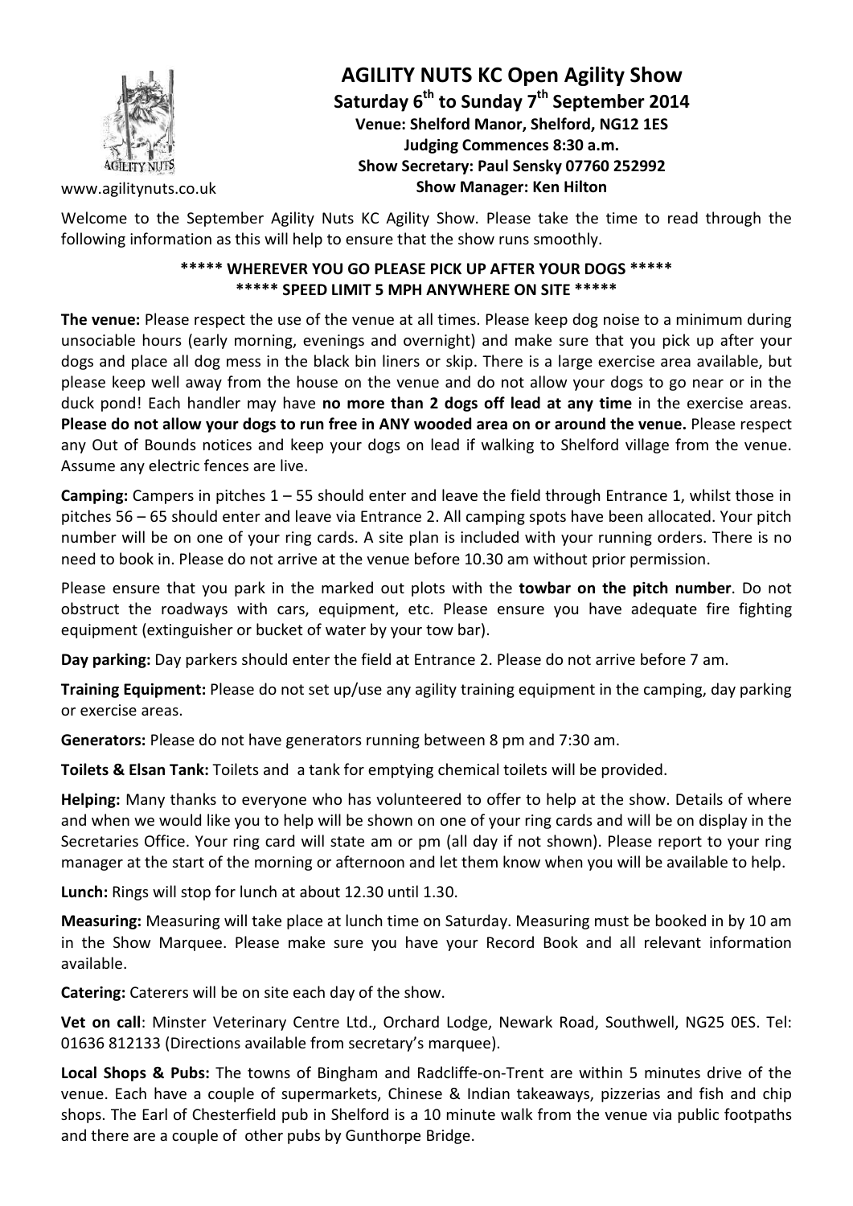www.agilitynuts.co.uk

# AGILITY NUTS KC Open Agility Show

**Saturday 6th to Sunday 7th September 2014**
**Venue: Shelford Manor, Shelford, NG12 1ES**
**Judging Commences 8:30 a.m.**
**Show Secretary: Paul Sensky 07760 252992**
**Show Manager: Ken Hilton**

Welcome to the September Agility Nuts KC Agility Show. Please take the time to read through the following information as this will help to ensure that the show runs smoothly.

**\*\*\*\*\* WHEREVER YOU GO PLEASE PICK UP AFTER YOUR DOGS \*\*\*\*\***
**\*\*\*\*\* SPEED LIMIT 5 MPH ANYWHERE ON SITE \*\*\*\*\***

**The venue:** Please respect the use of the venue at all times. Please keep dog noise to a minimum during unsociable hours (early morning, evenings and overnight) and make sure that you pick up after your dogs and place all dog mess in the black bin liners or skip. There is a large exercise area available, but please keep well away from the house on the venue and do not allow your dogs to go near or in the duck pond! Each handler may have **no more than 2 dogs off lead at any time** in the exercise areas. **Please do not allow your dogs to run free in ANY wooded area on or around the venue.** Please respect any Out of Bounds notices and keep your dogs on lead if walking to Shelford village from the venue. Assume any electric fences are live.

**Camping:** Campers in pitches 1 – 55 should enter and leave the field through Entrance 1, whilst those in pitches 56 – 65 should enter and leave via Entrance 2. All camping spots have been allocated. Your pitch number will be on one of your ring cards. A site plan is included with your running orders. There is no need to book in. Please do not arrive at the venue before 10.30 am without prior permission.

Please ensure that you park in the marked out plots with the **towbar on the pitch number**. Do not obstruct the roadways with cars, equipment, etc. Please ensure you have adequate fire fighting equipment (extinguisher or bucket of water by your tow bar).

**Day parking:** Day parkers should enter the field at Entrance 2. Please do not arrive before 7 am.

**Training Equipment:** Please do not set up/use any agility training equipment in the camping, day parking or exercise areas.

**Generators:** Please do not have generators running between 8 pm and 7:30 am.

**Toilets & Elsan Tank:** Toilets and a tank for emptying chemical toilets will be provided.

**Helping:** Many thanks to everyone who has volunteered to offer to help at the show. Details of where and when we would like you to help will be shown on one of your ring cards and will be on display in the Secretaries Office. Your ring card will state am or pm (all day if not shown). Please report to your ring manager at the start of the morning or afternoon and let them know when you will be available to help.

**Lunch:** Rings will stop for lunch at about 12.30 until 1.30.

**Measuring:** Measuring will take place at lunch time on Saturday. Measuring must be booked in by 10 am in the Show Marquee. Please make sure you have your Record Book and all relevant information available.

**Catering:** Caterers will be on site each day of the show.

**Vet on call**: Minster Veterinary Centre Ltd., Orchard Lodge, Newark Road, Southwell, NG25 0ES. Tel: 01636 812133 (Directions available from secretary's marquee).

**Local Shops & Pubs:** The towns of Bingham and Radcliffe-on-Trent are within 5 minutes drive of the venue. Each have a couple of supermarkets, Chinese & Indian takeaways, pizzerias and fish and chip shops. The Earl of Chesterfield pub in Shelford is a 10 minute walk from the venue via public footpaths and there are a couple of other pubs by Gunthorpe Bridge.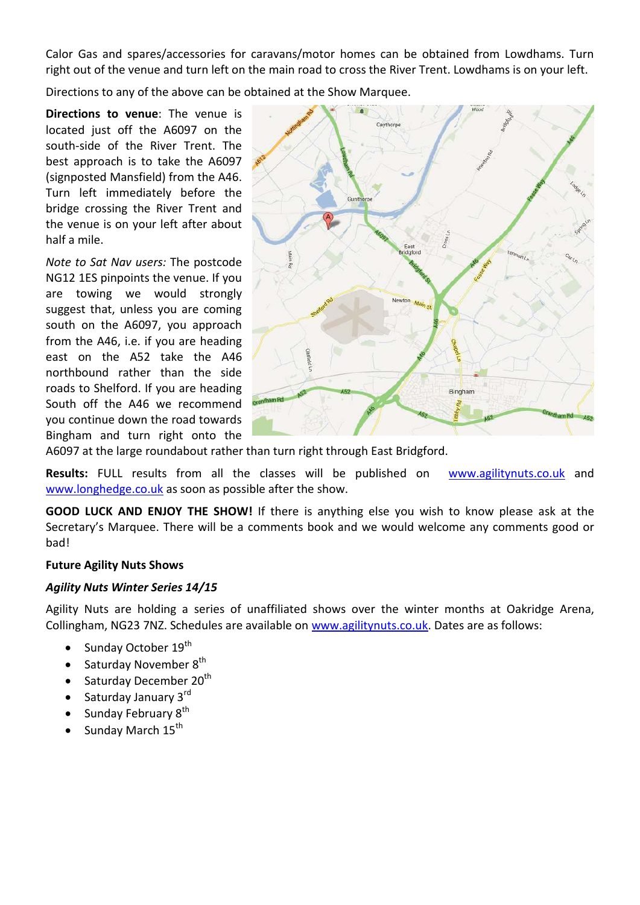Calor Gas and spares/accessories for caravans/motor homes can be obtained from Lowdhams. Turn right out of the venue and turn left on the main road to cross the River Trent. Lowdhams is on your left.

Directions to any of the above can be obtained at the Show Marquee.

**Directions to venue**: The venue is located just off the A6097 on the south-side of the River Trent. The best approach is to take the A6097 (signposted Mansfield) from the A46. Turn left immediately before the bridge crossing the River Trent and the venue is on your left after about half a mile.

*Note to Sat Nav users:* The postcode NG12 1ES pinpoints the venue. If you are towing we would strongly suggest that, unless you are coming south on the A6097, you approach from the A46, i.e. if you are heading east on the A52 take the A46 northbound rather than the side roads to Shelford. If you are heading South off the A46 we recommend you continue down the road towards Bingham and turn right onto the A6097 at the large roundabout rather than turn right through East Bridgford.

**Results:** FULL results from all the classes will be published on www.agilitynuts.co.uk and www.longhedge.co.uk as soon as possible after the show.

**GOOD LUCK AND ENJOY THE SHOW!** If there is anything else you wish to know please ask at the Secretary's Marquee. There will be a comments book and we would welcome any comments good or bad!

**Future Agility Nuts Shows**

***Agility Nuts Winter Series 14/15***

Agility Nuts are holding a series of unaffiliated shows over the winter months at Oakridge Arena, Collingham, NG23 7NZ. Schedules are available on www.agilitynuts.co.uk. Dates are as follows:

- Sunday October 19th
- Saturday November 8th
- Saturday December 20th
- Saturday January 3rd
- Sunday February 8th
- Sunday March 15th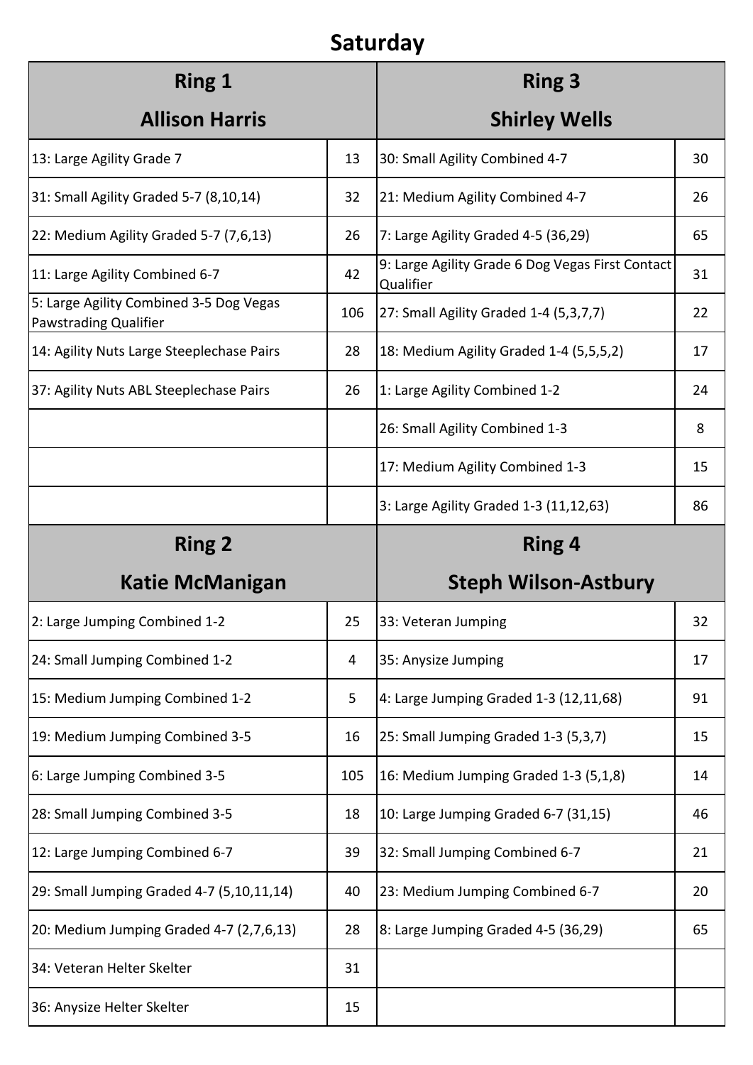# Saturday

| Ring 1<br>Allison Harris | | Ring 3<br>Shirley Wells | |
|---|---|---|---|
| 13: Large Agility Grade 7 | 13 | 30: Small Agility Combined 4-7 | 30 |
| 31: Small Agility Graded 5-7 (8,10,14) | 32 | 21: Medium Agility Combined 4-7 | 26 |
| 22: Medium Agility Graded 5-7 (7,6,13) | 26 | 7: Large Agility Graded 4-5 (36,29) | 65 |
| 11: Large Agility Combined 6-7 | 42 | 9: Large Agility Grade 6 Dog Vegas First Contact Qualifier | 31 |
| 5: Large Agility Combined 3-5 Dog Vegas Pawstrading Qualifier | 106 | 27: Small Agility Graded 1-4 (5,3,7,7) | 22 |
| 14: Agility Nuts Large Steeplechase Pairs | 28 | 18: Medium Agility Graded 1-4 (5,5,5,2) | 17 |
| 37: Agility Nuts ABL Steeplechase Pairs | 26 | 1: Large Agility Combined 1-2 | 24 |
| | | 26: Small Agility Combined 1-3 | 8 |
| | | 17: Medium Agility Combined 1-3 | 15 |
| | | 3: Large Agility Graded 1-3 (11,12,63) | 86 |

| Ring 2<br>Katie McManigan | | Ring 4<br>Steph Wilson-Astbury | |
|---|---|---|---|
| 2: Large Jumping Combined 1-2 | 25 | 33: Veteran Jumping | 32 |
| 24: Small Jumping Combined 1-2 | 4 | 35: Anysize Jumping | 17 |
| 15: Medium Jumping Combined 1-2 | 5 | 4: Large Jumping Graded 1-3 (12,11,68) | 91 |
| 19: Medium Jumping Combined 3-5 | 16 | 25: Small Jumping Graded 1-3 (5,3,7) | 15 |
| 6: Large Jumping Combined 3-5 | 105 | 16: Medium Jumping Graded 1-3 (5,1,8) | 14 |
| 28: Small Jumping Combined 3-5 | 18 | 10: Large Jumping Graded 6-7 (31,15) | 46 |
| 12: Large Jumping Combined 6-7 | 39 | 32: Small Jumping Combined 6-7 | 21 |
| 29: Small Jumping Graded 4-7 (5,10,11,14) | 40 | 23: Medium Jumping Combined 6-7 | 20 |
| 20: Medium Jumping Graded 4-7 (2,7,6,13) | 28 | 8: Large Jumping Graded 4-5 (36,29) | 65 |
| 34: Veteran Helter Skelter | 31 | | |
| 36: Anysize Helter Skelter | 15 | | |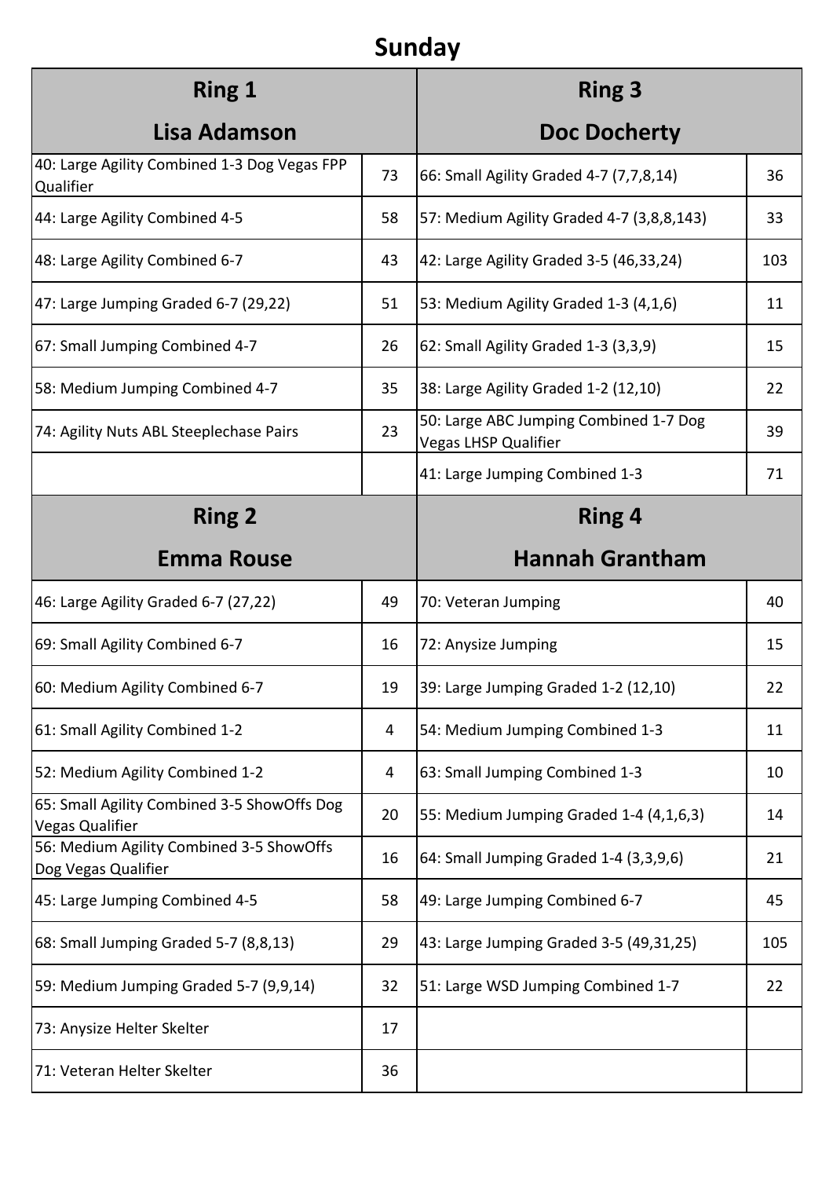# Sunday

| Ring 1 — Lisa Adamson | | Ring 3 — Doc Docherty | |
|---|---|---|---|
| 40: Large Agility Combined 1-3 Dog Vegas FPP Qualifier | 73 | 66: Small Agility Graded 4-7 (7,7,8,14) | 36 |
| 44: Large Agility Combined 4-5 | 58 | 57: Medium Agility Graded 4-7 (3,8,8,143) | 33 |
| 48: Large Agility Combined 6-7 | 43 | 42: Large Agility Graded 3-5 (46,33,24) | 103 |
| 47: Large Jumping Graded 6-7 (29,22) | 51 | 53: Medium Agility Graded 1-3 (4,1,6) | 11 |
| 67: Small Jumping Combined 4-7 | 26 | 62: Small Agility Graded 1-3 (3,3,9) | 15 |
| 58: Medium Jumping Combined 4-7 | 35 | 38: Large Agility Graded 1-2 (12,10) | 22 |
| 74: Agility Nuts ABL Steeplechase Pairs | 23 | 50: Large ABC Jumping Combined 1-7 Dog Vegas LHSP Qualifier | 39 |
| | | 41: Large Jumping Combined 1-3 | 71 |

| Ring 2 — Emma Rouse | | Ring 4 — Hannah Grantham | |
|---|---|---|---|
| 46: Large Agility Graded 6-7 (27,22) | 49 | 70: Veteran Jumping | 40 |
| 69: Small Agility Combined 6-7 | 16 | 72: Anysize Jumping | 15 |
| 60: Medium Agility Combined 6-7 | 19 | 39: Large Jumping Graded 1-2 (12,10) | 22 |
| 61: Small Agility Combined 1-2 | 4 | 54: Medium Jumping Combined 1-3 | 11 |
| 52: Medium Agility Combined 1-2 | 4 | 63: Small Jumping Combined 1-3 | 10 |
| 65: Small Agility Combined 3-5 ShowOffs Dog Vegas Qualifier | 20 | 55: Medium Jumping Graded 1-4 (4,1,6,3) | 14 |
| 56: Medium Agility Combined 3-5 ShowOffs Dog Vegas Qualifier | 16 | 64: Small Jumping Graded 1-4 (3,3,9,6) | 21 |
| 45: Large Jumping Combined 4-5 | 58 | 49: Large Jumping Combined 6-7 | 45 |
| 68: Small Jumping Graded 5-7 (8,8,13) | 29 | 43: Large Jumping Graded 3-5 (49,31,25) | 105 |
| 59: Medium Jumping Graded 5-7 (9,9,14) | 32 | 51: Large WSD Jumping Combined 1-7 | 22 |
| 73: Anysize Helter Skelter | 17 | | |
| 71: Veteran Helter Skelter | 36 | | |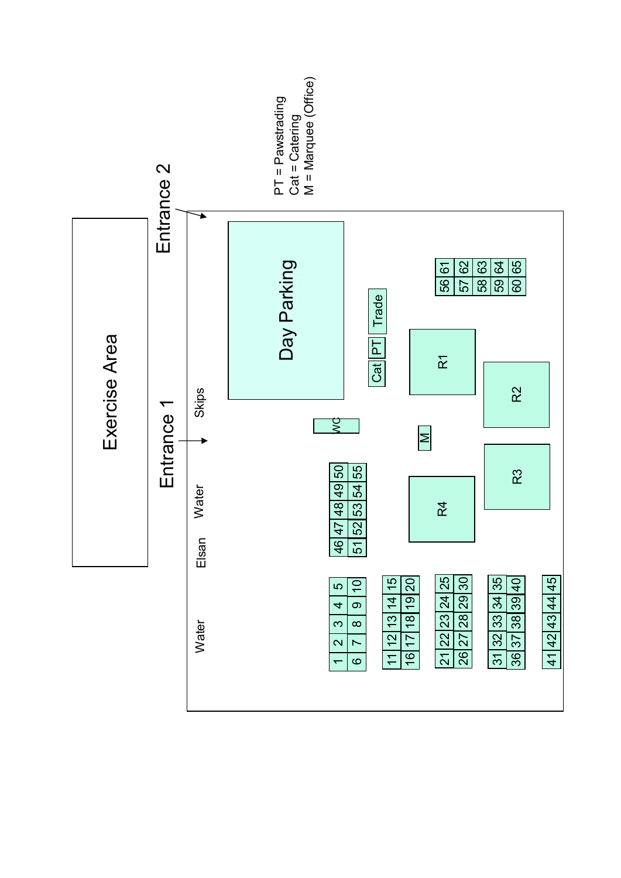PT = Pawstrading
Cat = Catering
M = Marquee (Office)

Exercise Area

Entrance 2

Entrance 1

Day Parking

Skips

Water

Elsan

Water

WC

Cat

PT

Trade

M

R1

R2

R3

R4

1 2 3 4 5
6 7 8 9 10

11 12 13 14 15
16 17 18 19 20

21 22 23 24 25
26 27 28 29 30

31 32 33 34 35
36 37 38 39 40

41 42 43 44 45

46 47 48 49 50
51 52 53 54 55

56 57 58 59 60
61 62 63 64 65